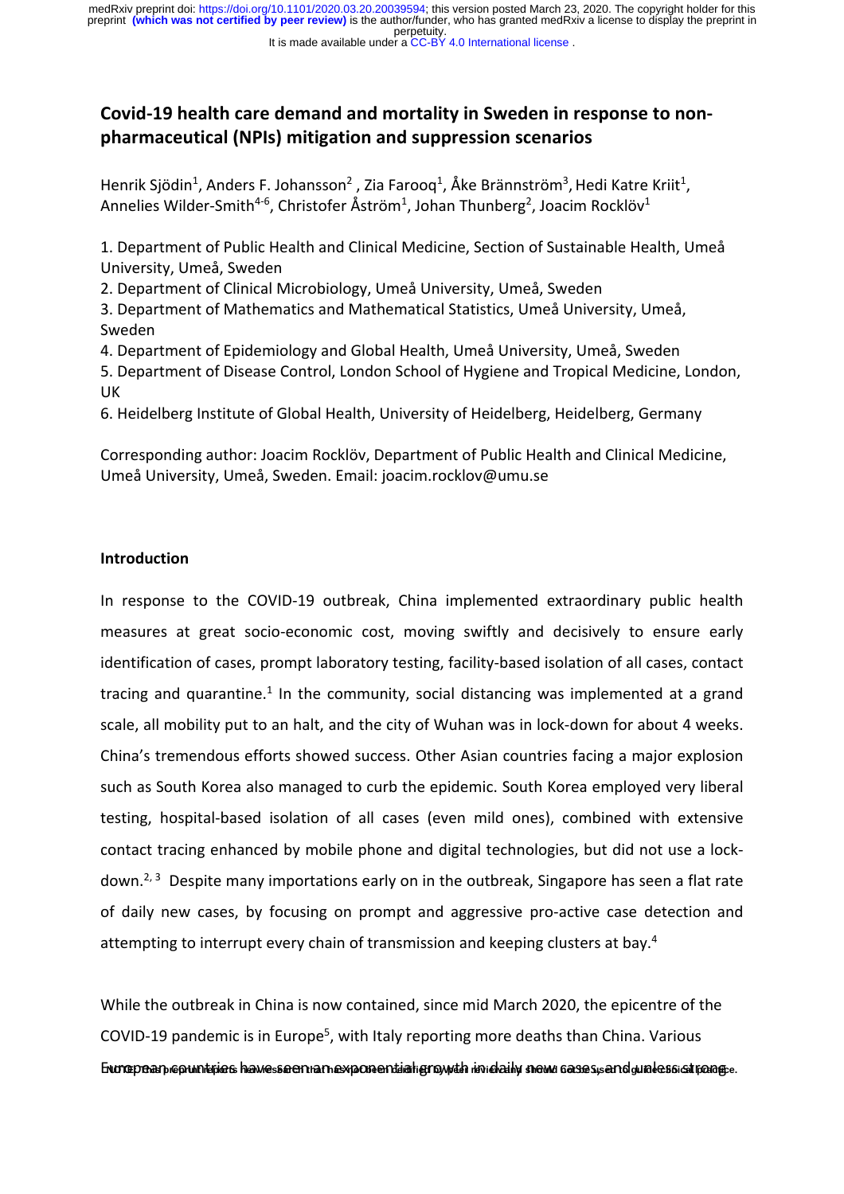# Covid-19 health care demand and mortality in Sweden in response to non-pharmaceutical (NPIs) mitigation and suppression scenarios

Henrik Sjödin[1], Anders F. Johansson[2], Zia Farooq[1], Åke Brännström[3], Hedi Katre Kriit[1], Annelies Wilder-Smith[4-6], Christofer Åström[1], Johan Thunberg[2], Joacim Rocklöv[1]

1. Department of Public Health and Clinical Medicine, Section of Sustainable Health, Umeå University, Umeå, Sweden
2. Department of Clinical Microbiology, Umeå University, Umeå, Sweden
3. Department of Mathematics and Mathematical Statistics, Umeå University, Umeå, Sweden
4. Department of Epidemiology and Global Health, Umeå University, Umeå, Sweden
5. Department of Disease Control, London School of Hygiene and Tropical Medicine, London, UK
6. Heidelberg Institute of Global Health, University of Heidelberg, Heidelberg, Germany

Corresponding author: Joacim Rocklöv, Department of Public Health and Clinical Medicine, Umeå University, Umeå, Sweden. Email: joacim.rocklov@umu.se

## Introduction

In response to the COVID-19 outbreak, China implemented extraordinary public health measures at great socio-economic cost, moving swiftly and decisively to ensure early identification of cases, prompt laboratory testing, facility-based isolation of all cases, contact tracing and quarantine.[1] In the community, social distancing was implemented at a grand scale, all mobility put to an halt, and the city of Wuhan was in lock-down for about 4 weeks. China's tremendous efforts showed success. Other Asian countries facing a major explosion such as South Korea also managed to curb the epidemic. South Korea employed very liberal testing, hospital-based isolation of all cases (even mild ones), combined with extensive contact tracing enhanced by mobile phone and digital technologies, but did not use a lock-down.[2, 3] Despite many importations early on in the outbreak, Singapore has seen a flat rate of daily new cases, by focusing on prompt and aggressive pro-active case detection and attempting to interrupt every chain of transmission and keeping clusters at bay.[4]

While the outbreak in China is now contained, since mid March 2020, the epicentre of the COVID-19 pandemic is in Europe[5], with Italy reporting more deaths than China. Various European countries have seen an exponential growth in daily new cases, and unless strong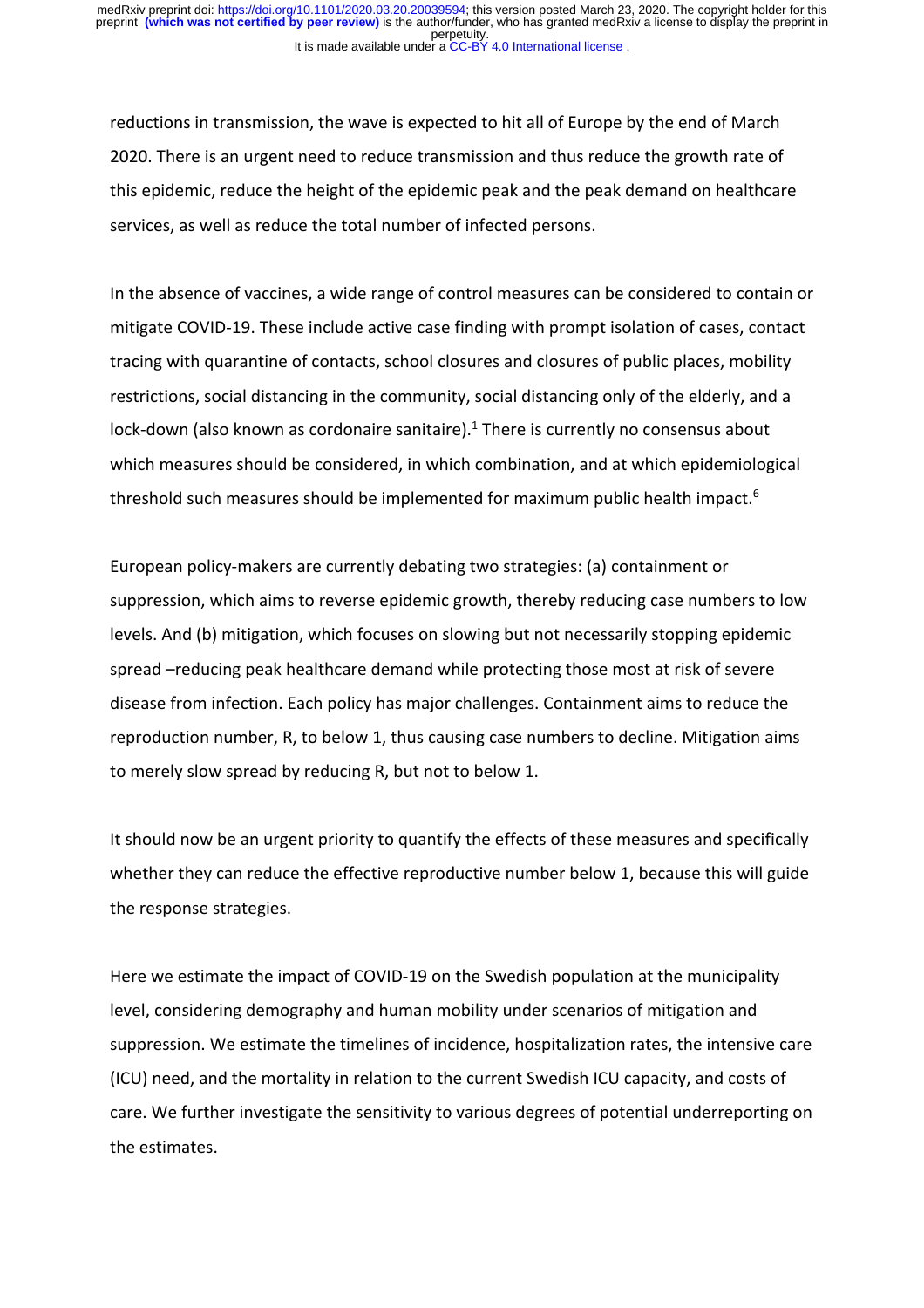reductions in transmission, the wave is expected to hit all of Europe by the end of March 2020. There is an urgent need to reduce transmission and thus reduce the growth rate of this epidemic, reduce the height of the epidemic peak and the peak demand on healthcare services, as well as reduce the total number of infected persons.

In the absence of vaccines, a wide range of control measures can be considered to contain or mitigate COVID-19. These include active case finding with prompt isolation of cases, contact tracing with quarantine of contacts, school closures and closures of public places, mobility restrictions, social distancing in the community, social distancing only of the elderly, and a lock-down (also known as cordonaire sanitaire).[1] There is currently no consensus about which measures should be considered, in which combination, and at which epidemiological threshold such measures should be implemented for maximum public health impact.[6]

European policy-makers are currently debating two strategies: (a) containment or suppression, which aims to reverse epidemic growth, thereby reducing case numbers to low levels. And (b) mitigation, which focuses on slowing but not necessarily stopping epidemic spread –reducing peak healthcare demand while protecting those most at risk of severe disease from infection. Each policy has major challenges. Containment aims to reduce the reproduction number, R, to below 1, thus causing case numbers to decline. Mitigation aims to merely slow spread by reducing R, but not to below 1.

It should now be an urgent priority to quantify the effects of these measures and specifically whether they can reduce the effective reproductive number below 1, because this will guide the response strategies.

Here we estimate the impact of COVID-19 on the Swedish population at the municipality level, considering demography and human mobility under scenarios of mitigation and suppression. We estimate the timelines of incidence, hospitalization rates, the intensive care (ICU) need, and the mortality in relation to the current Swedish ICU capacity, and costs of care. We further investigate the sensitivity to various degrees of potential underreporting on the estimates.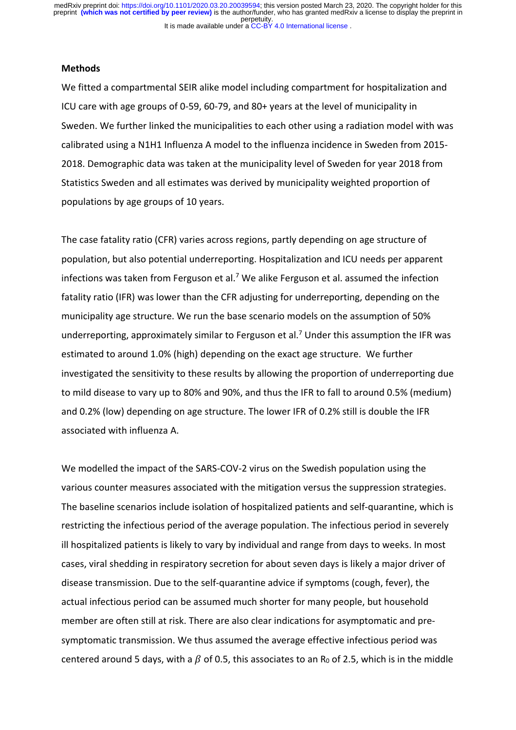**Methods**

We fitted a compartmental SEIR alike model including compartment for hospitalization and ICU care with age groups of 0-59, 60-79, and 80+ years at the level of municipality in Sweden. We further linked the municipalities to each other using a radiation model with was calibrated using a N1H1 Influenza A model to the influenza incidence in Sweden from 2015-2018. Demographic data was taken at the municipality level of Sweden for year 2018 from Statistics Sweden and all estimates was derived by municipality weighted proportion of populations by age groups of 10 years.

The case fatality ratio (CFR) varies across regions, partly depending on age structure of population, but also potential underreporting. Hospitalization and ICU needs per apparent infections was taken from Ferguson et al.[7] We alike Ferguson et al. assumed the infection fatality ratio (IFR) was lower than the CFR adjusting for underreporting, depending on the municipality age structure. We run the base scenario models on the assumption of 50% underreporting, approximately similar to Ferguson et al.[7] Under this assumption the IFR was estimated to around 1.0% (high) depending on the exact age structure. We further investigated the sensitivity to these results by allowing the proportion of underreporting due to mild disease to vary up to 80% and 90%, and thus the IFR to fall to around 0.5% (medium) and 0.2% (low) depending on age structure. The lower IFR of 0.2% still is double the IFR associated with influenza A.

We modelled the impact of the SARS-COV-2 virus on the Swedish population using the various counter measures associated with the mitigation versus the suppression strategies. The baseline scenarios include isolation of hospitalized patients and self-quarantine, which is restricting the infectious period of the average population. The infectious period in severely ill hospitalized patients is likely to vary by individual and range from days to weeks. In most cases, viral shedding in respiratory secretion for about seven days is likely a major driver of disease transmission. Due to the self-quarantine advice if symptoms (cough, fever), the actual infectious period can be assumed much shorter for many people, but household member are often still at risk. There are also clear indications for asymptomatic and pre-symptomatic transmission. We thus assumed the average effective infectious period was centered around 5 days, with a $\beta$ of 0.5, this associates to an $R_0$ of 2.5, which is in the middle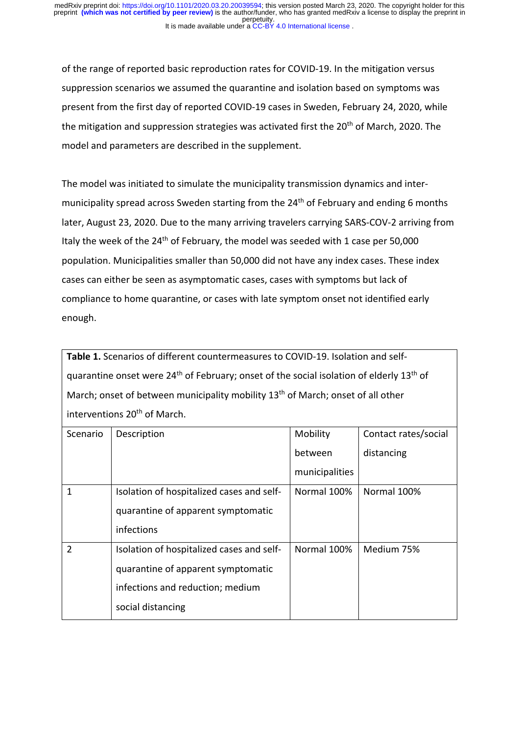of the range of reported basic reproduction rates for COVID-19. In the mitigation versus suppression scenarios we assumed the quarantine and isolation based on symptoms was present from the first day of reported COVID-19 cases in Sweden, February 24, 2020, while the mitigation and suppression strategies was activated first the 20th of March, 2020. The model and parameters are described in the supplement.

The model was initiated to simulate the municipality transmission dynamics and inter-municipality spread across Sweden starting from the 24th of February and ending 6 months later, August 23, 2020. Due to the many arriving travelers carrying SARS-COV-2 arriving from Italy the week of the 24th of February, the model was seeded with 1 case per 50,000 population. Municipalities smaller than 50,000 did not have any index cases. These index cases can either be seen as asymptomatic cases, cases with symptoms but lack of compliance to home quarantine, or cases with late symptom onset not identified early enough.

**Table 1.** Scenarios of different countermeasures to COVID-19. Isolation and self-quarantine onset were 24th of February; onset of the social isolation of elderly 13th of March; onset of between municipality mobility 13th of March; onset of all other interventions 20th of March.

| Scenario | Description | Mobility between municipalities | Contact rates/social distancing |
|---|---|---|---|
| 1 | Isolation of hospitalized cases and self-quarantine of apparent symptomatic infections | Normal 100% | Normal 100% |
| 2 | Isolation of hospitalized cases and self-quarantine of apparent symptomatic infections and reduction; medium social distancing | Normal 100% | Medium 75% |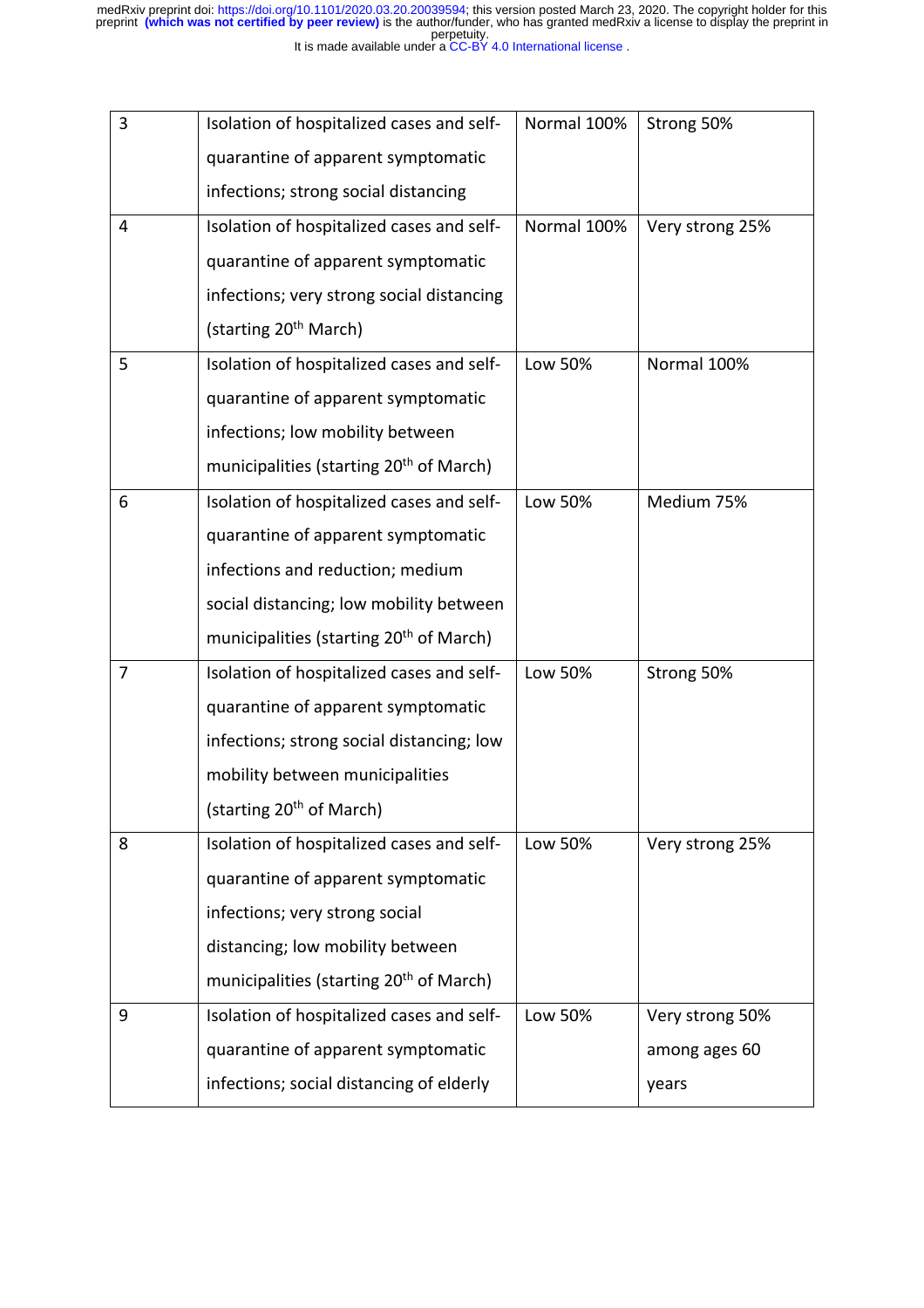| 3 | Isolation of hospitalized cases and self-quarantine of apparent symptomatic infections; strong social distancing | Normal 100% | Strong 50% |
|---|---|---|---|
| 4 | Isolation of hospitalized cases and self-quarantine of apparent symptomatic infections; very strong social distancing (starting 20th March) | Normal 100% | Very strong 25% |
| 5 | Isolation of hospitalized cases and self-quarantine of apparent symptomatic infections; low mobility between municipalities (starting 20th of March) | Low 50% | Normal 100% |
| 6 | Isolation of hospitalized cases and self-quarantine of apparent symptomatic infections and reduction; medium social distancing; low mobility between municipalities (starting 20th of March) | Low 50% | Medium 75% |
| 7 | Isolation of hospitalized cases and self-quarantine of apparent symptomatic infections; strong social distancing; low mobility between municipalities (starting 20th of March) | Low 50% | Strong 50% |
| 8 | Isolation of hospitalized cases and self-quarantine of apparent symptomatic infections; very strong social distancing; low mobility between municipalities (starting 20th of March) | Low 50% | Very strong 25% |
| 9 | Isolation of hospitalized cases and self-quarantine of apparent symptomatic infections; social distancing of elderly | Low 50% | Very strong 50% among ages 60 years |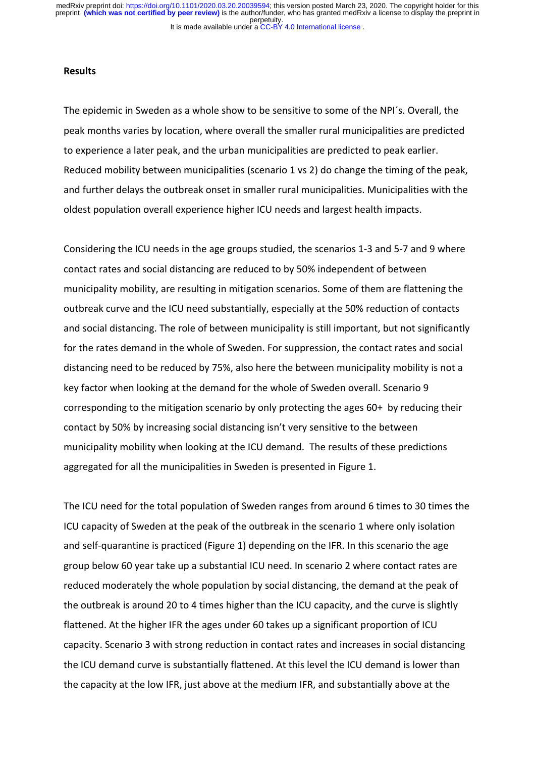**Results**

The epidemic in Sweden as a whole show to be sensitive to some of the NPI´s. Overall, the peak months varies by location, where overall the smaller rural municipalities are predicted to experience a later peak, and the urban municipalities are predicted to peak earlier. Reduced mobility between municipalities (scenario 1 vs 2) do change the timing of the peak, and further delays the outbreak onset in smaller rural municipalities. Municipalities with the oldest population overall experience higher ICU needs and largest health impacts.

Considering the ICU needs in the age groups studied, the scenarios 1-3 and 5-7 and 9 where contact rates and social distancing are reduced to by 50% independent of between municipality mobility, are resulting in mitigation scenarios. Some of them are flattening the outbreak curve and the ICU need substantially, especially at the 50% reduction of contacts and social distancing. The role of between municipality is still important, but not significantly for the rates demand in the whole of Sweden. For suppression, the contact rates and social distancing need to be reduced by 75%, also here the between municipality mobility is not a key factor when looking at the demand for the whole of Sweden overall. Scenario 9 corresponding to the mitigation scenario by only protecting the ages 60+ by reducing their contact by 50% by increasing social distancing isn't very sensitive to the between municipality mobility when looking at the ICU demand. The results of these predictions aggregated for all the municipalities in Sweden is presented in Figure 1.

The ICU need for the total population of Sweden ranges from around 6 times to 30 times the ICU capacity of Sweden at the peak of the outbreak in the scenario 1 where only isolation and self-quarantine is practiced (Figure 1) depending on the IFR. In this scenario the age group below 60 year take up a substantial ICU need. In scenario 2 where contact rates are reduced moderately the whole population by social distancing, the demand at the peak of the outbreak is around 20 to 4 times higher than the ICU capacity, and the curve is slightly flattened. At the higher IFR the ages under 60 takes up a significant proportion of ICU capacity. Scenario 3 with strong reduction in contact rates and increases in social distancing the ICU demand curve is substantially flattened. At this level the ICU demand is lower than the capacity at the low IFR, just above at the medium IFR, and substantially above at the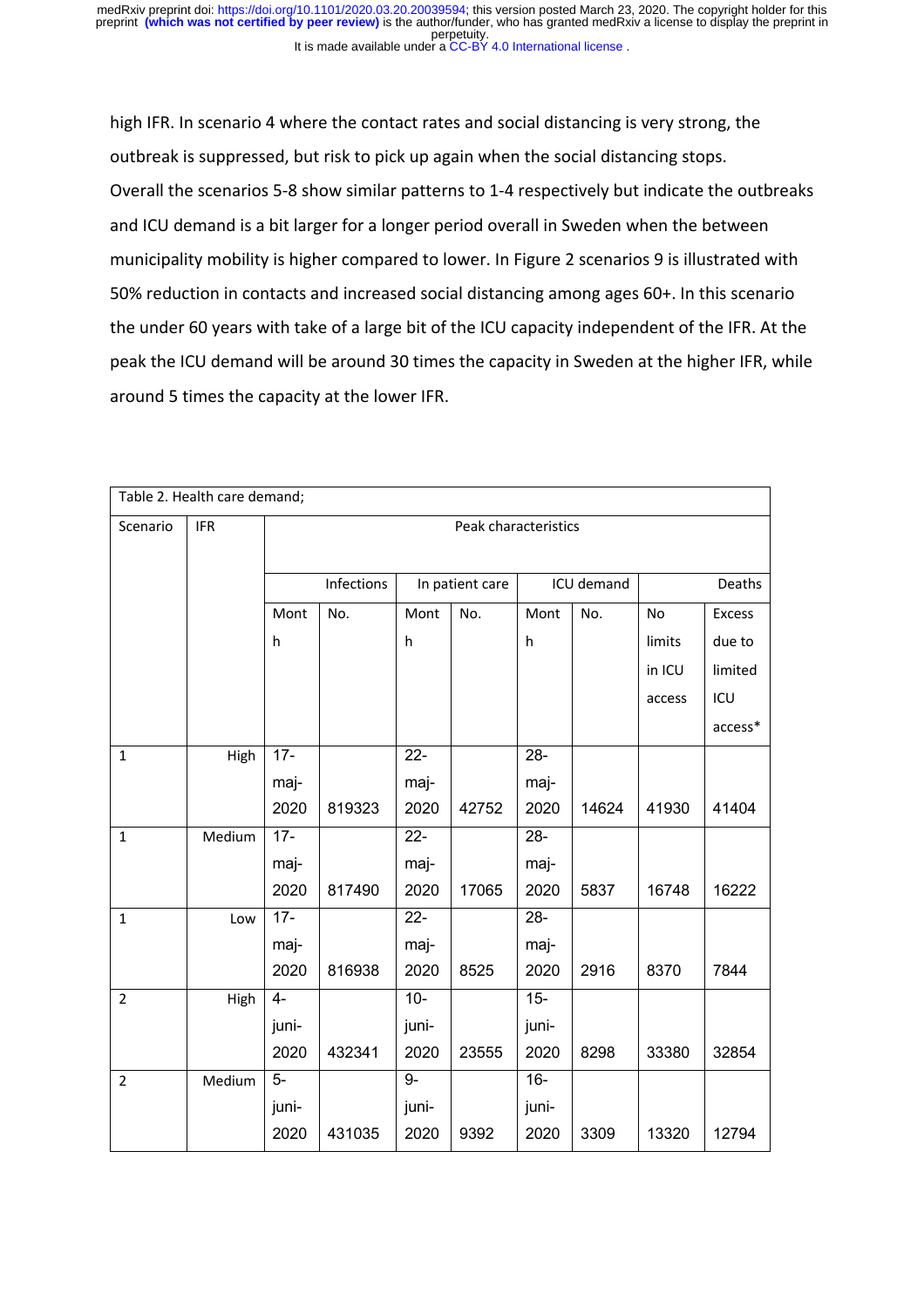high IFR. In scenario 4 where the contact rates and social distancing is very strong, the outbreak is suppressed, but risk to pick up again when the social distancing stops.

Overall the scenarios 5-8 show similar patterns to 1-4 respectively but indicate the outbreaks and ICU demand is a bit larger for a longer period overall in Sweden when the between municipality mobility is higher compared to lower. In Figure 2 scenarios 9 is illustrated with 50% reduction in contacts and increased social distancing among ages 60+. In this scenario the under 60 years with take of a large bit of the ICU capacity independent of the IFR. At the peak the ICU demand will be around 30 times the capacity in Sweden at the higher IFR, while around 5 times the capacity at the lower IFR.

| Table 2. Health care demand; | | | | | | | | | |
|---|---|---|---|---|---|---|---|---|---|
| Scenario | IFR | Peak characteristics | | | | | | | |
| | | Infections | | In patient care | | ICU demand | | Deaths | |
| | | Month | No. | Month | No. | Month | No. | No limits in ICU access | Excess due to limited ICU access* |
| 1 | High | 17-maj-2020 | 819323 | 22-maj-2020 | 42752 | 28-maj-2020 | 14624 | 41930 | 41404 |
| 1 | Medium | 17-maj-2020 | 817490 | 22-maj-2020 | 17065 | 28-maj-2020 | 5837 | 16748 | 16222 |
| 1 | Low | 17-maj-2020 | 816938 | 22-maj-2020 | 8525 | 28-maj-2020 | 2916 | 8370 | 7844 |
| 2 | High | 4-juni-2020 | 432341 | 10-juni-2020 | 23555 | 15-juni-2020 | 8298 | 33380 | 32854 |
| 2 | Medium | 5-juni-2020 | 431035 | 9-juni-2020 | 9392 | 16-juni-2020 | 3309 | 13320 | 12794 |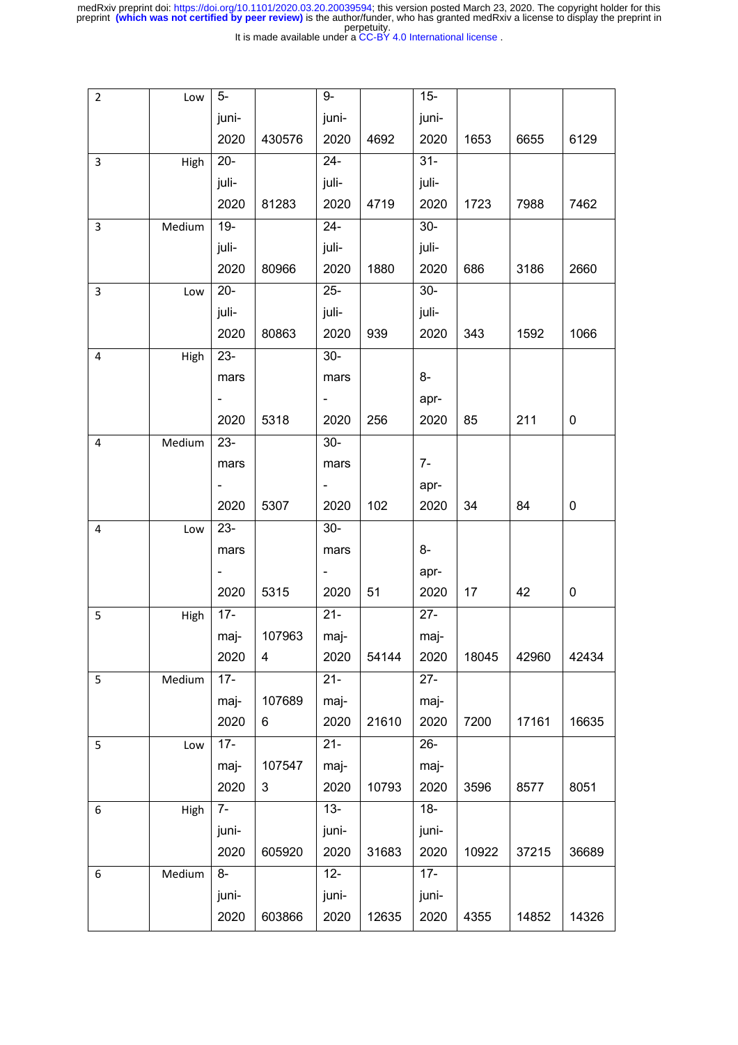| 2 | Low | 5-juni-2020 | 430576 | 9-juni-2020 | 4692 | 15-juni-2020 | 1653 | 6655 | 6129 |
|---|---|---|---|---|---|---|---|---|---|
| 3 | High | 20-juli-2020 | 81283 | 24-juli-2020 | 4719 | 31-juli-2020 | 1723 | 7988 | 7462 |
| 3 | Medium | 19-juli-2020 | 80966 | 24-juli-2020 | 1880 | 30-juli-2020 | 686 | 3186 | 2660 |
| 3 | Low | 20-juli-2020 | 80863 | 25-juli-2020 | 939 | 30-juli-2020 | 343 | 1592 | 1066 |
| 4 | High | 23-mars-2020 | 5318 | 30-mars-2020 | 256 | 8-apr-2020 | 85 | 211 | 0 |
| 4 | Medium | 23-mars-2020 | 5307 | 30-mars-2020 | 102 | 7-apr-2020 | 34 | 84 | 0 |
| 4 | Low | 23-mars-2020 | 5315 | 30-mars-2020 | 51 | 8-apr-2020 | 17 | 42 | 0 |
| 5 | High | 17-maj-2020 | 1079634 | 21-maj-2020 | 54144 | 27-maj-2020 | 18045 | 42960 | 42434 |
| 5 | Medium | 17-maj-2020 | 1076896 | 21-maj-2020 | 21610 | 27-maj-2020 | 7200 | 17161 | 16635 |
| 5 | Low | 17-maj-2020 | 1075473 | 21-maj-2020 | 10793 | 26-maj-2020 | 3596 | 8577 | 8051 |
| 6 | High | 7-juni-2020 | 605920 | 13-juni-2020 | 31683 | 18-juni-2020 | 10922 | 37215 | 36689 |
| 6 | Medium | 8-juni-2020 | 603866 | 12-juni-2020 | 12635 | 17-juni-2020 | 4355 | 14852 | 14326 |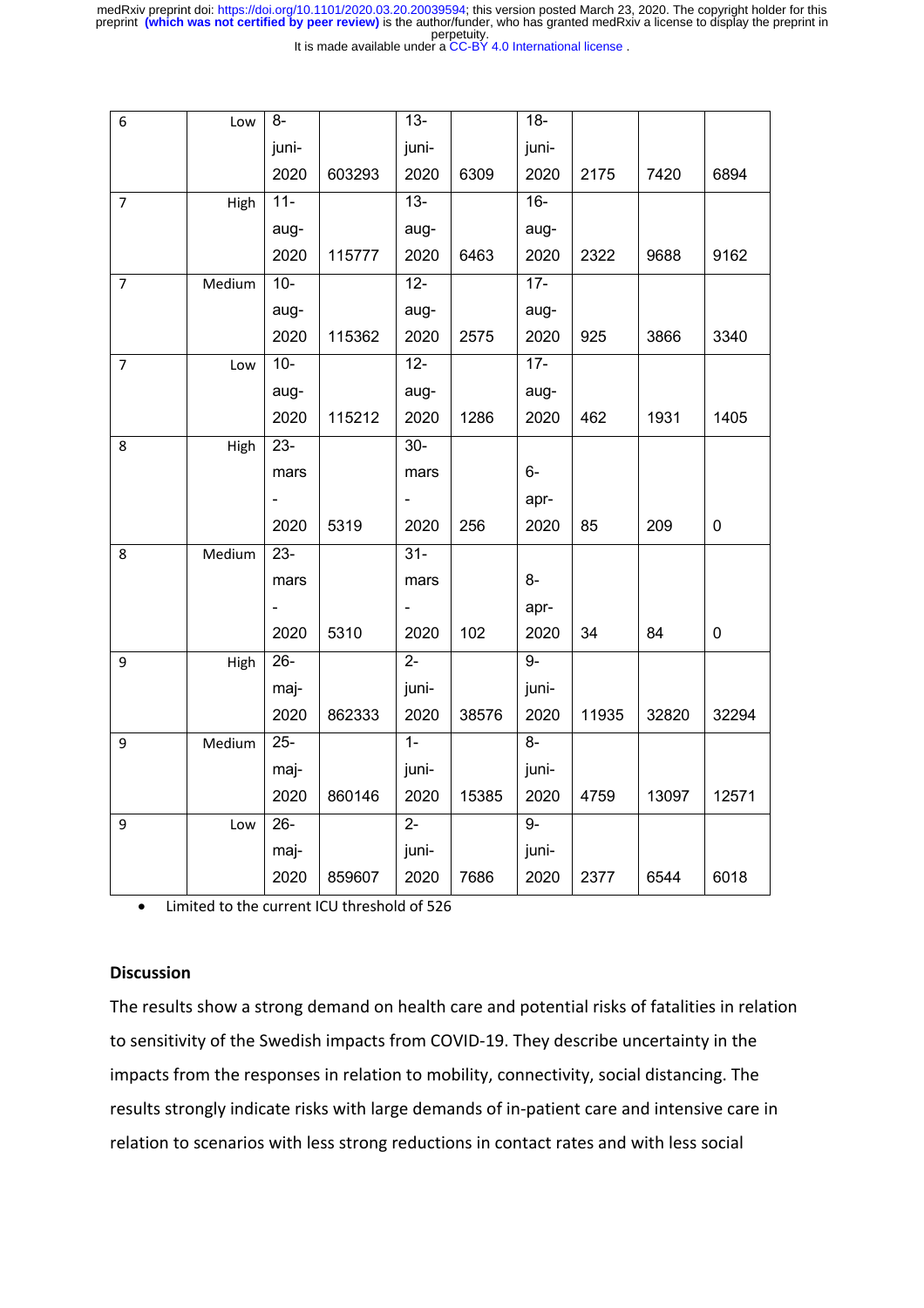| 6 | Low | 8-juni-2020 | 603293 | 13-juni-2020 | 6309 | 18-juni-2020 | 2175 | 7420 | 6894 |
|---|---|---|---|---|---|---|---|---|---|
| 7 | High | 11-aug-2020 | 115777 | 13-aug-2020 | 6463 | 16-aug-2020 | 2322 | 9688 | 9162 |
| 7 | Medium | 10-aug-2020 | 115362 | 12-aug-2020 | 2575 | 17-aug-2020 | 925 | 3866 | 3340 |
| 7 | Low | 10-aug-2020 | 115212 | 12-aug-2020 | 1286 | 17-aug-2020 | 462 | 1931 | 1405 |
| 8 | High | 23-mars-2020 | 5319 | 30-mars-2020 | 256 | 6-apr-2020 | 85 | 209 | 0 |
| 8 | Medium | 23-mars-2020 | 5310 | 31-mars-2020 | 102 | 8-apr-2020 | 34 | 84 | 0 |
| 9 | High | 26-maj-2020 | 862333 | 2-juni-2020 | 38576 | 9-juni-2020 | 11935 | 32820 | 32294 |
| 9 | Medium | 25-maj-2020 | 860146 | 1-juni-2020 | 15385 | 8-juni-2020 | 4759 | 13097 | 12571 |
| 9 | Low | 26-maj-2020 | 859607 | 2-juni-2020 | 7686 | 9-juni-2020 | 2377 | 6544 | 6018 |

- Limited to the current ICU threshold of 526

## Discussion

The results show a strong demand on health care and potential risks of fatalities in relation to sensitivity of the Swedish impacts from COVID-19. They describe uncertainty in the impacts from the responses in relation to mobility, connectivity, social distancing. The results strongly indicate risks with large demands of in-patient care and intensive care in relation to scenarios with less strong reductions in contact rates and with less social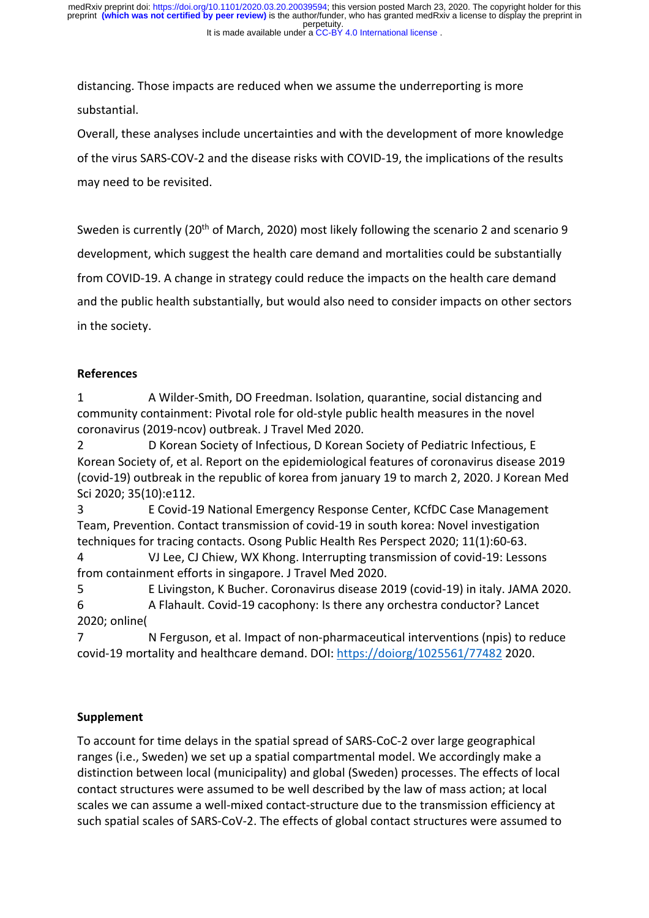distancing. Those impacts are reduced when we assume the underreporting is more substantial.

Overall, these analyses include uncertainties and with the development of more knowledge of the virus SARS-COV-2 and the disease risks with COVID-19, the implications of the results may need to be revisited.

Sweden is currently (20th of March, 2020) most likely following the scenario 2 and scenario 9 development, which suggest the health care demand and mortalities could be substantially from COVID-19. A change in strategy could reduce the impacts on the health care demand and the public health substantially, but would also need to consider impacts on other sectors in the society.

## References

1 A Wilder-Smith, DO Freedman. Isolation, quarantine, social distancing and community containment: Pivotal role for old-style public health measures in the novel coronavirus (2019-ncov) outbreak. J Travel Med 2020.

2 D Korean Society of Infectious, D Korean Society of Pediatric Infectious, E Korean Society of, et al. Report on the epidemiological features of coronavirus disease 2019 (covid-19) outbreak in the republic of korea from january 19 to march 2, 2020. J Korean Med Sci 2020; 35(10):e112.

3 E Covid-19 National Emergency Response Center, KCfDC Case Management Team, Prevention. Contact transmission of covid-19 in south korea: Novel investigation techniques for tracing contacts. Osong Public Health Res Perspect 2020; 11(1):60-63.

4 VJ Lee, CJ Chiew, WX Khong. Interrupting transmission of covid-19: Lessons from containment efforts in singapore. J Travel Med 2020.

5 E Livingston, K Bucher. Coronavirus disease 2019 (covid-19) in italy. JAMA 2020.

6 A Flahault. Covid-19 cacophony: Is there any orchestra conductor? Lancet 2020; online(

7 N Ferguson, et al. Impact of non-pharmaceutical interventions (npis) to reduce covid-19 mortality and healthcare demand. DOI: https://doiorg/1025561/77482 2020.

## Supplement

To account for time delays in the spatial spread of SARS-CoC-2 over large geographical ranges (i.e., Sweden) we set up a spatial compartmental model. We accordingly make a distinction between local (municipality) and global (Sweden) processes. The effects of local contact structures were assumed to be well described by the law of mass action; at local scales we can assume a well-mixed contact-structure due to the transmission efficiency at such spatial scales of SARS-CoV-2. The effects of global contact structures were assumed to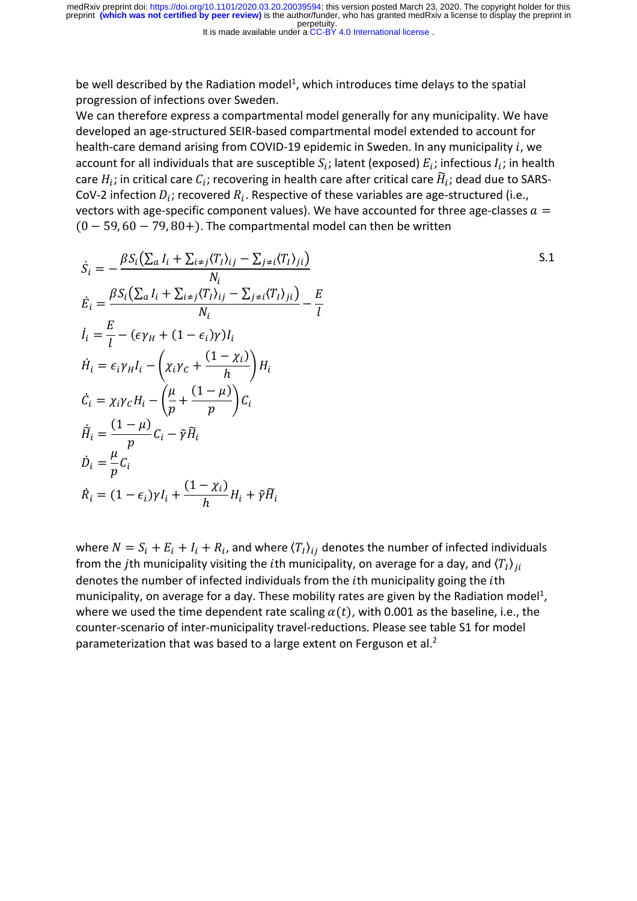be well described by the Radiation model[1], which introduces time delays to the spatial progression of infections over Sweden.

We can therefore express a compartmental model generally for any municipality. We have developed an age-structured SEIR-based compartmental model extended to account for health-care demand arising from COVID-19 epidemic in Sweden. In any municipality $i$, we account for all individuals that are susceptible $S_i$; latent (exposed) $E_i$; infectious $I_i$; in health care $H_i$; in critical care $C_i$; recovering in health care after critical care $\widetilde{H}_i$; dead due to SARS-CoV-2 infection $D_i$; recovered $R_i$. Respective of these variables are age-structured (i.e., vectors with age-specific component values). We have accounted for three age-classes $a = (0-59, 60-79, 80+)$. The compartmental model can then be written

$$
\begin{aligned}
\dot{S}_i &= -\frac{\beta S_i\left(\sum_a I_i + \sum_{i\neq j}\langle T_I\rangle_{ij} - \sum_{j\neq i}\langle T_I\rangle_{ji}\right)}{N_i} \\
\dot{E}_i &= \frac{\beta S_i\left(\sum_a I_i + \sum_{i\neq j}\langle T_I\rangle_{ij} - \sum_{j\neq i}\langle T_I\rangle_{ji}\right)}{N_i} - \frac{E}{l} \\
\dot{I}_i &= \frac{E}{l} - (\epsilon\gamma_H + (1-\epsilon_i)\gamma)I_i \\
\dot{H}_i &= \epsilon_i\gamma_H I_i - \left(\chi_i\gamma_C + \frac{(1-\chi_i)}{h}\right)H_i \\
\dot{C}_i &= \chi_i\gamma_C H_i - \left(\frac{\mu}{p} + \frac{(1-\mu)}{p}\right)C_i \\
\dot{\widetilde{H}}_i &= \frac{(1-\mu)}{p}C_i - \tilde{\gamma}\widetilde{H}_i \\
\dot{D}_i &= \frac{\mu}{p}C_i \\
\dot{R}_i &= (1-\epsilon_i)\gamma I_i + \frac{(1-\chi_i)}{h}H_i + \tilde{\gamma}\widetilde{H}_i
\end{aligned}
\qquad \text{S.1}
$$

where $N = S_i + E_i + I_i + R_i$, and where $\langle T_I\rangle_{ij}$ denotes the number of infected individuals from the $j$th municipality visiting the $i$th municipality, on average for a day, and $\langle T_I\rangle_{ji}$ denotes the number of infected individuals from the $i$th municipality going the $i$th municipality, on average for a day. These mobility rates are given by the Radiation model[1], where we used the time dependent rate scaling $\alpha(t)$, with 0.001 as the baseline, i.e., the counter-scenario of inter-municipality travel-reductions. Please see table S1 for model parameterization that was based to a large extent on Ferguson et al.[2]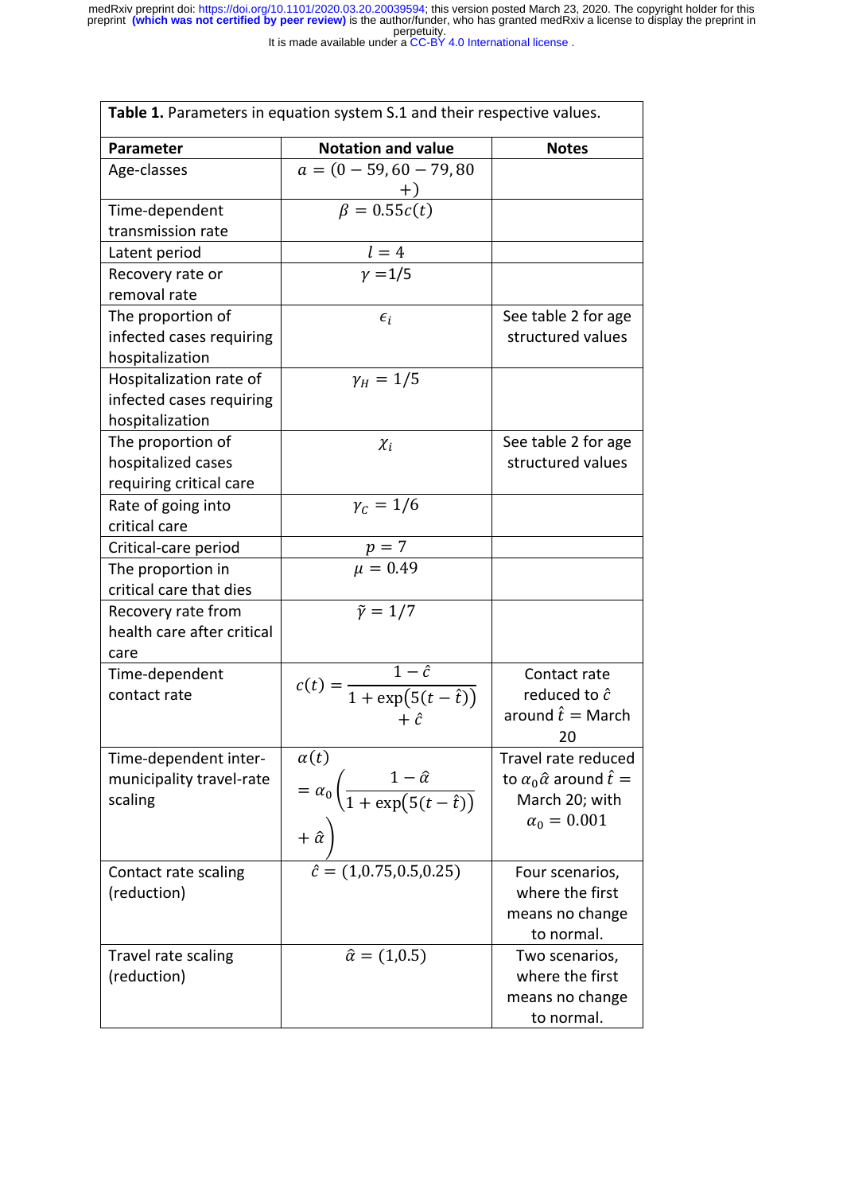**Table 1.** Parameters in equation system S.1 and their respective values.

| Parameter | Notation and value | Notes |
|---|---|---|
| Age-classes | $a = (0-59, 60-79, 80+)$ | |
| Time-dependent transmission rate | $\beta = 0.55c(t)$ | |
| Latent period | $l = 4$ | |
| Recovery rate or removal rate | $\gamma = 1/5$ | |
| The proportion of infected cases requiring hospitalization | $\epsilon_i$ | See table 2 for age structured values |
| Hospitalization rate of infected cases requiring hospitalization | $\gamma_H = 1/5$ | |
| The proportion of hospitalized cases requiring critical care | $\chi_i$ | See table 2 for age structured values |
| Rate of going into critical care | $\gamma_C = 1/6$ | |
| Critical-care period | $p = 7$ | |
| The proportion in critical care that dies | $\mu = 0.49$ | |
| Recovery rate from health care after critical care | $\tilde{\gamma} = 1/7$ | |
| Time-dependent contact rate | $c(t) = \dfrac{1-\hat{c}}{1+\exp\left(5(t-\hat{t})\right)} + \hat{c}$ | Contact rate reduced to $\hat{c}$ around $\hat{t} =$ March 20 |
| Time-dependent inter-municipality travel-rate scaling | $\alpha(t) = \alpha_0 \left( \dfrac{1-\hat{\alpha}}{1+\exp\left(5(t-\hat{t})\right)} + \hat{\alpha} \right)$ | Travel rate reduced to $\alpha_0 \hat{\alpha}$ around $\hat{t} =$ March 20; with $\alpha_0 = 0.001$ |
| Contact rate scaling (reduction) | $\hat{c} = (1, 0.75, 0.5, 0.25)$ | Four scenarios, where the first means no change to normal. |
| Travel rate scaling (reduction) | $\hat{\alpha} = (1, 0.5)$ | Two scenarios, where the first means no change to normal. |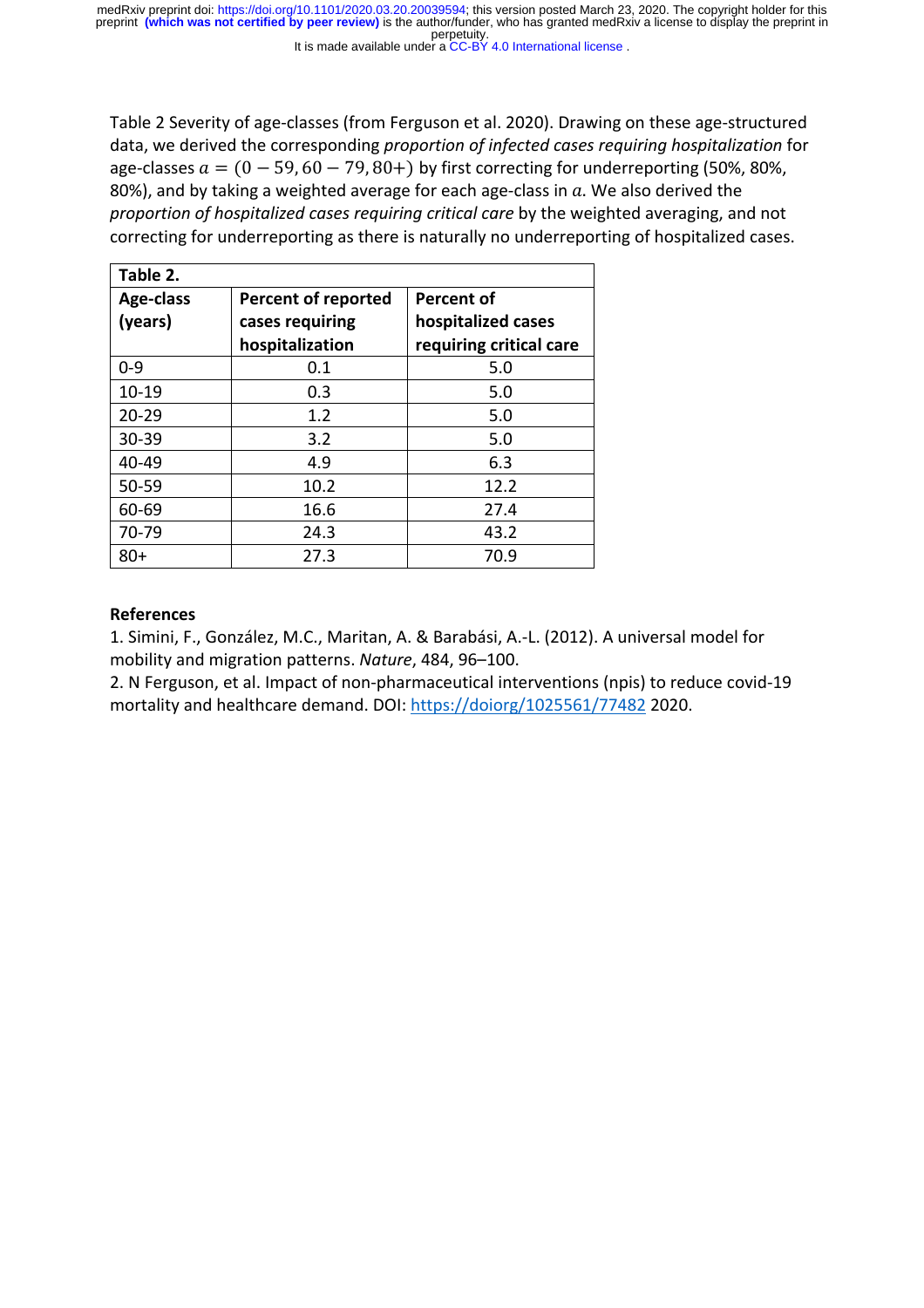Table 2 Severity of age-classes (from Ferguson et al. 2020). Drawing on these age-structured data, we derived the corresponding *proportion of infected cases requiring hospitalization* for age-classes $a = (0 - 59, 60 - 79, 80+)$ by first correcting for underreporting (50%, 80%, 80%), and by taking a weighted average for each age-class in $a$. We also derived the *proportion of hospitalized cases requiring critical care* by the weighted averaging, and not correcting for underreporting as there is naturally no underreporting of hospitalized cases.

**Table 2.**

| **Age-class (years)** | **Percent of reported cases requiring hospitalization** | **Percent of hospitalized cases requiring critical care** |
|---|---|---|
| 0-9 | 0.1 | 5.0 |
| 10-19 | 0.3 | 5.0 |
| 20-29 | 1.2 | 5.0 |
| 30-39 | 3.2 | 5.0 |
| 40-49 | 4.9 | 6.3 |
| 50-59 | 10.2 | 12.2 |
| 60-69 | 16.6 | 27.4 |
| 70-79 | 24.3 | 43.2 |
| 80+ | 27.3 | 70.9 |

**References**

1. Simini, F., González, M.C., Maritan, A. & Barabási, A.-L. (2012). A universal model for mobility and migration patterns. *Nature*, 484, 96–100.
2. N Ferguson, et al. Impact of non-pharmaceutical interventions (npis) to reduce covid-19 mortality and healthcare demand. DOI: https://doiorg/1025561/77482 2020.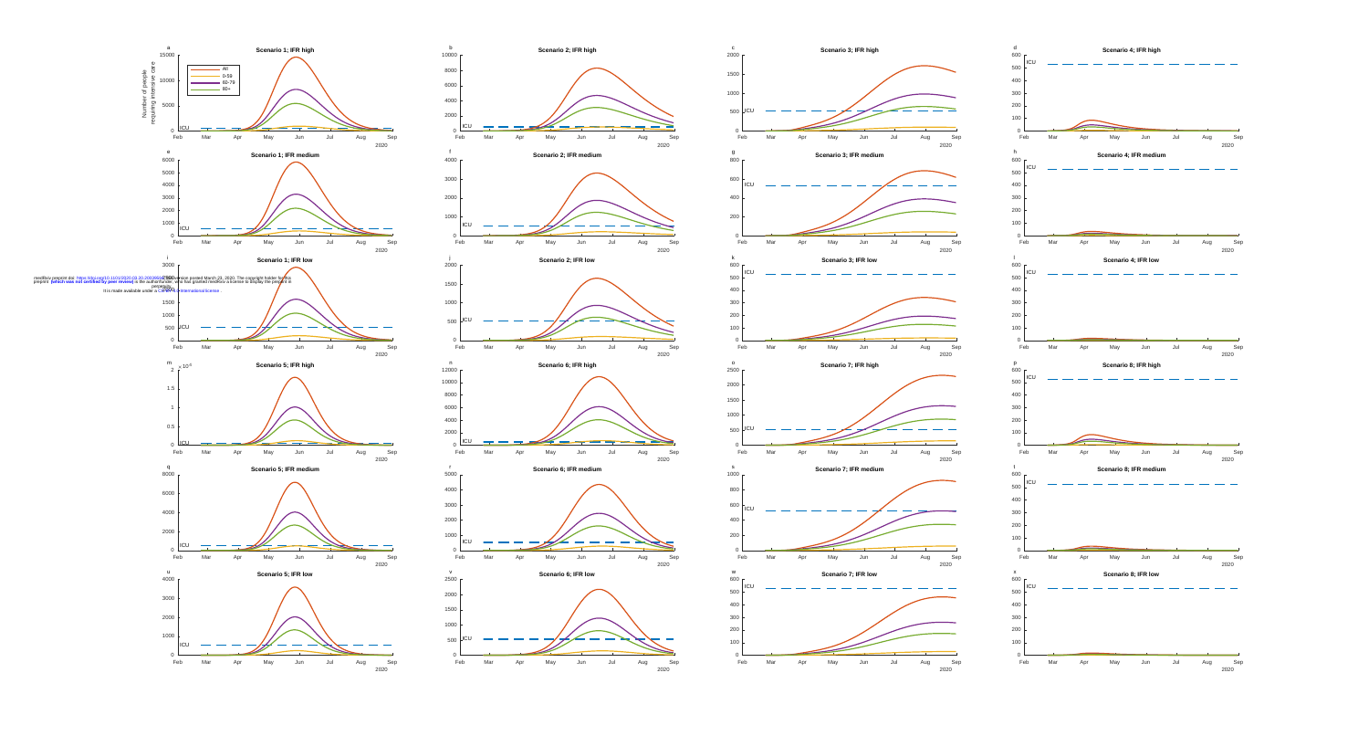**a** Scenario 1; IFR high

**b** Scenario 2; IFR high

**c** Scenario 3; IFR high

**d** Scenario 4; IFR high

**e** Scenario 1; IFR medium

**f** Scenario 2; IFR medium

**g** Scenario 3; IFR medium

**h** Scenario 4; IFR medium

**i** Scenario 1; IFR low

**j** Scenario 2; IFR low

**k** Scenario 3; IFR low

**l** Scenario 4; IFR low

**m** Scenario 5; IFR high

**n** Scenario 6; IFR high

**o** Scenario 7; IFR high

**p** Scenario 8; IFR high

**q** Scenario 5; IFR medium

**r** Scenario 6; IFR medium

**s** Scenario 7; IFR medium

**t** Scenario 8; IFR medium

**u** Scenario 5; IFR low

**v** Scenario 6; IFR low

**w** Scenario 7; IFR low

**x** Scenario 8; IFR low

Legend: All; 0-59; 60-79; 80+

Y-axis: Number of people requiring intensive care

X-axis: Feb, Mar, Apr, May, Jun, Jul, Aug, Sep 2020

ICU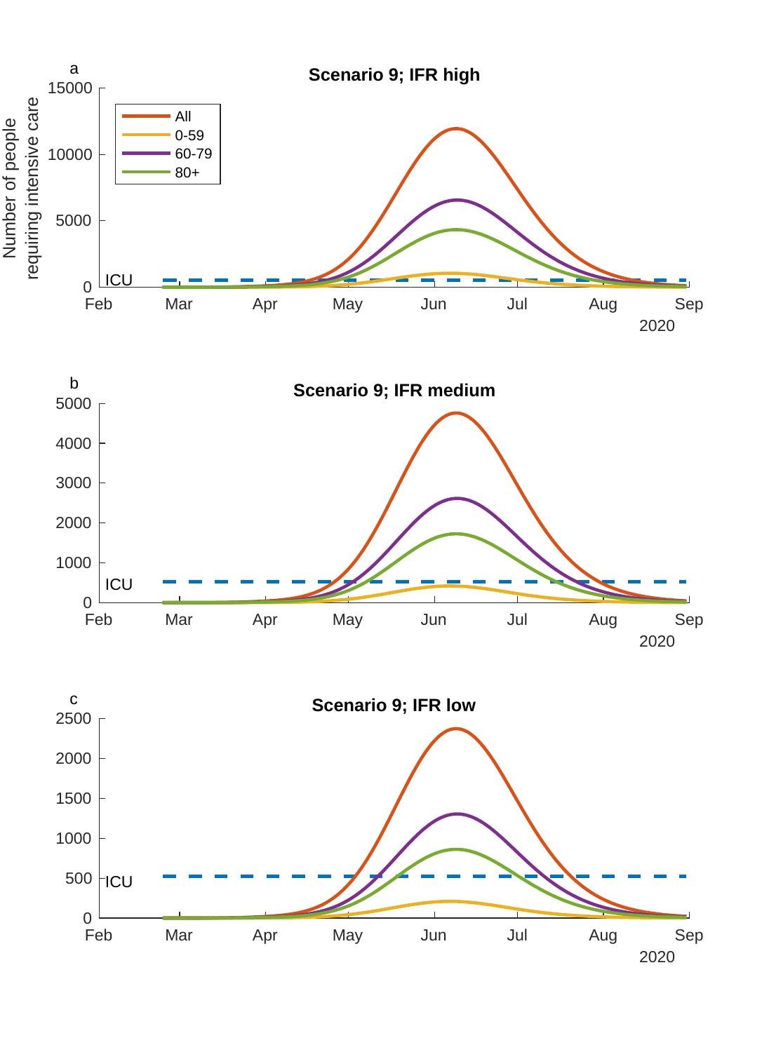a

Scenario 9; IFR high

Number of people requiring intensive care

15000

10000

5000

0

ICU

All

0-59

60-79

80+

Feb Mar Apr May Jun Jul Aug Sep

2020

b

Scenario 9; IFR medium

5000

4000

3000

2000

1000

0

ICU

Feb Mar Apr May Jun Jul Aug Sep

2020

c

Scenario 9; IFR low

2500

2000

1500

1000

500

0

ICU

Feb Mar Apr May Jun Jul Aug Sep

2020